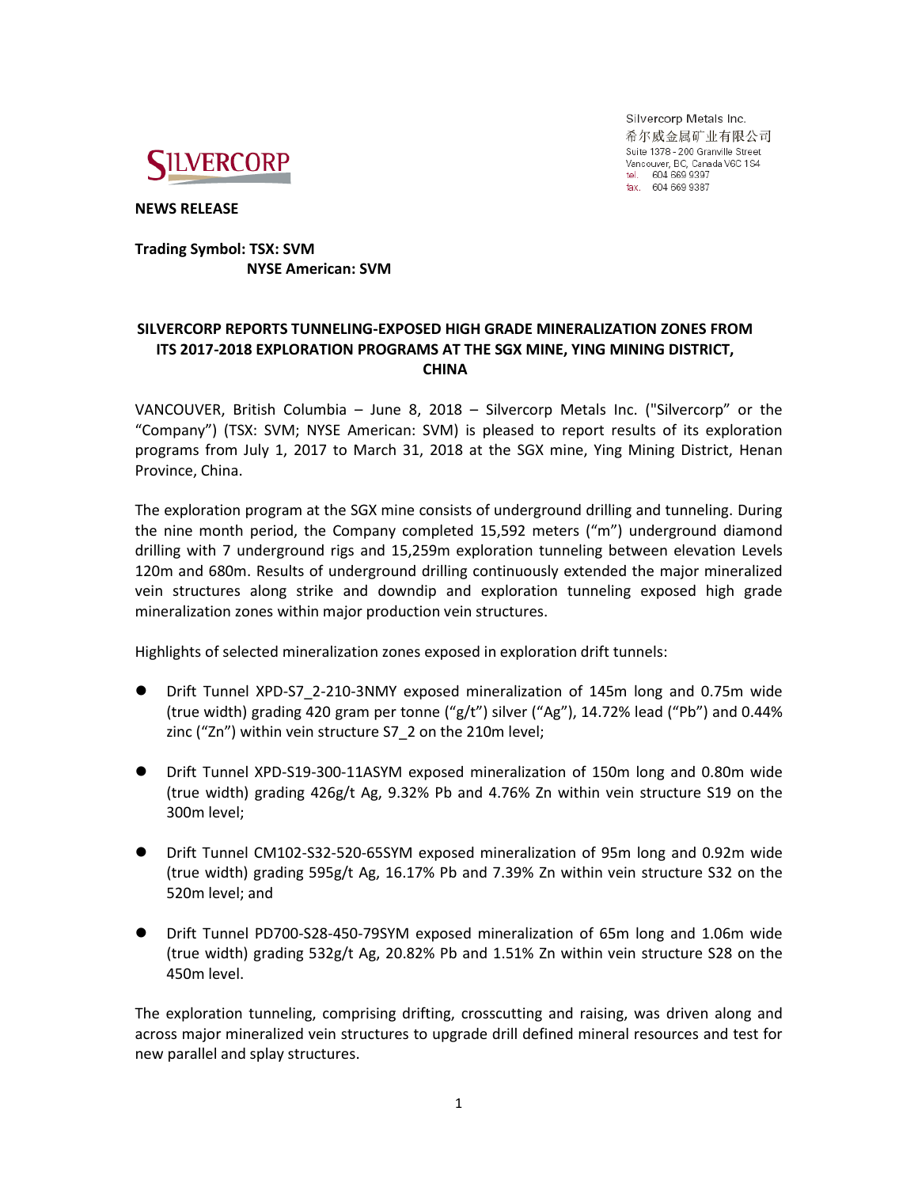Silvercorp Metals Inc.
希尔威金属矿业有限公司
Suite 1378 - 200 Granville Street
Vancouver, BC, Canada V6C 1S4
tel. 604 669 9397
fax. 604 669 9387

**NEWS RELEASE**

**Trading Symbol: TSX: SVM**
**NYSE American: SVM**

## SILVERCORP REPORTS TUNNELING-EXPOSED HIGH GRADE MINERALIZATION ZONES FROM ITS 2017-2018 EXPLORATION PROGRAMS AT THE SGX MINE, YING MINING DISTRICT, CHINA

VANCOUVER, British Columbia – June 8, 2018 – Silvercorp Metals Inc. ("Silvercorp" or the "Company") (TSX: SVM; NYSE American: SVM) is pleased to report results of its exploration programs from July 1, 2017 to March 31, 2018 at the SGX mine, Ying Mining District, Henan Province, China.

The exploration program at the SGX mine consists of underground drilling and tunneling. During the nine month period, the Company completed 15,592 meters ("m") underground diamond drilling with 7 underground rigs and 15,259m exploration tunneling between elevation Levels 120m and 680m. Results of underground drilling continuously extended the major mineralized vein structures along strike and downdip and exploration tunneling exposed high grade mineralization zones within major production vein structures.

Highlights of selected mineralization zones exposed in exploration drift tunnels:

- Drift Tunnel XPD-S7_2-210-3NMY exposed mineralization of 145m long and 0.75m wide (true width) grading 420 gram per tonne ("g/t") silver ("Ag"), 14.72% lead ("Pb") and 0.44% zinc ("Zn") within vein structure S7_2 on the 210m level;

- Drift Tunnel XPD-S19-300-11ASYM exposed mineralization of 150m long and 0.80m wide (true width) grading 426g/t Ag, 9.32% Pb and 4.76% Zn within vein structure S19 on the 300m level;

- Drift Tunnel CM102-S32-520-65SYM exposed mineralization of 95m long and 0.92m wide (true width) grading 595g/t Ag, 16.17% Pb and 7.39% Zn within vein structure S32 on the 520m level; and

- Drift Tunnel PD700-S28-450-79SYM exposed mineralization of 65m long and 1.06m wide (true width) grading 532g/t Ag, 20.82% Pb and 1.51% Zn within vein structure S28 on the 450m level.

The exploration tunneling, comprising drifting, crosscutting and raising, was driven along and across major mineralized vein structures to upgrade drill defined mineral resources and test for new parallel and splay structures.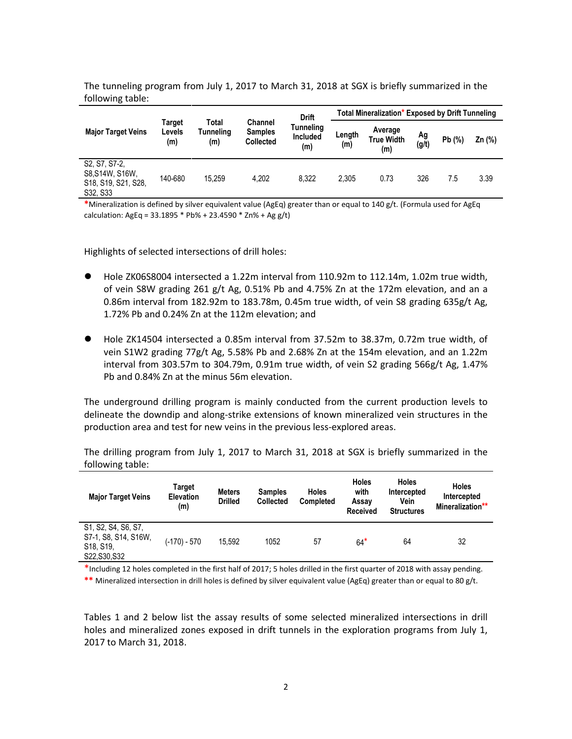The tunneling program from July 1, 2017 to March 31, 2018 at SGX is briefly summarized in the following table:

| Major Target Veins | Target Levels (m) | Total Tunneling (m) | Channel Samples Collected | Drift Tunneling Included (m) | Total Mineralization* Exposed by Drift Tunneling | | | | |
|---|---|---|---|---|---|---|---|---|---|
| | | | | | Length (m) | Average True Width (m) | Ag (g/t) | Pb (%) | Zn (%) |
| S2, S7, S7-2, S8,S14W, S16W, S18, S19, S21, S28, S32, S33 | 140-680 | 15,259 | 4,202 | 8,322 | 2,305 | 0.73 | 326 | 7.5 | 3.39 |

*Mineralization is defined by silver equivalent value (AgEq) greater than or equal to 140 g/t. (Formula used for AgEq calculation: AgEq = 33.1895 * Pb% + 23.4590 * Zn% + Ag g/t)

Highlights of selected intersections of drill holes:

- Hole ZK06S8004 intersected a 1.22m interval from 110.92m to 112.14m, 1.02m true width, of vein S8W grading 261 g/t Ag, 0.51% Pb and 4.75% Zn at the 172m elevation, and an a 0.86m interval from 182.92m to 183.78m, 0.45m true width, of vein S8 grading 635g/t Ag, 1.72% Pb and 0.24% Zn at the 112m elevation; and

- Hole ZK14504 intersected a 0.85m interval from 37.52m to 38.37m, 0.72m true width, of vein S1W2 grading 77g/t Ag, 5.58% Pb and 2.68% Zn at the 154m elevation, and an 1.22m interval from 303.57m to 304.79m, 0.91m true width, of vein S2 grading 566g/t Ag, 1.47% Pb and 0.84% Zn at the minus 56m elevation.

The underground drilling program is mainly conducted from the current production levels to delineate the downdip and along-strike extensions of known mineralized vein structures in the production area and test for new veins in the previous less-explored areas.

The drilling program from July 1, 2017 to March 31, 2018 at SGX is briefly summarized in the following table:

| Major Target Veins | Target Elevation (m) | Meters Drilled | Samples Collected | Holes Completed | Holes with Assay Received | Holes Intercepted Vein Structures | Holes Intercepted Mineralization** |
|---|---|---|---|---|---|---|---|
| S1, S2, S4, S6, S7, S7-1, S8, S14, S16W, S18, S19, S22,S30,S32 | (-170) - 570 | 15,592 | 1052 | 57 | 64* | 64 | 32 |

*Including 12 holes completed in the first half of 2017; 5 holes drilled in the first quarter of 2018 with assay pending.

** Mineralized intersection in drill holes is defined by silver equivalent value (AgEq) greater than or equal to 80 g/t.

Tables 1 and 2 below list the assay results of some selected mineralized intersections in drill holes and mineralized zones exposed in drift tunnels in the exploration programs from July 1, 2017 to March 31, 2018.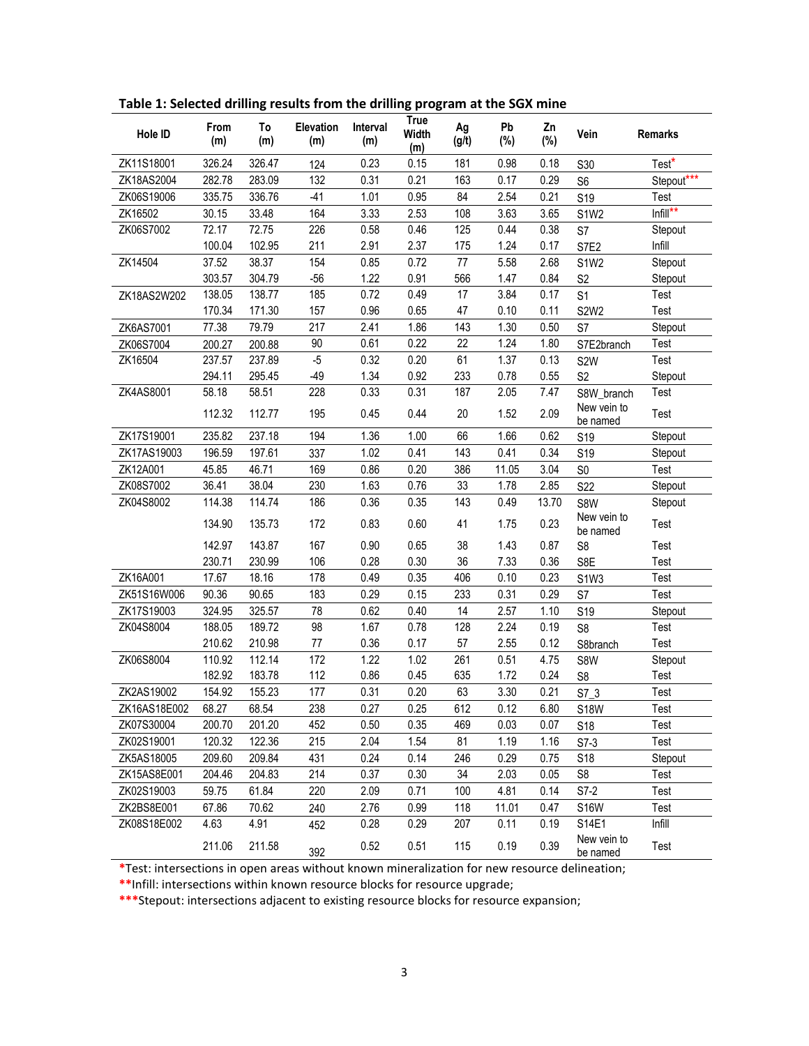**Table 1: Selected drilling results from the drilling program at the SGX mine**

| Hole ID | From (m) | To (m) | Elevation (m) | Interval (m) | True Width (m) | Ag (g/t) | Pb (%) | Zn (%) | Vein | Remarks |
|---|---|---|---|---|---|---|---|---|---|---|
| ZK11S18001 | 326.24 | 326.47 | 124 | 0.23 | 0.15 | 181 | 0.98 | 0.18 | S30 | Test* |
| ZK18AS2004 | 282.78 | 283.09 | 132 | 0.31 | 0.21 | 163 | 0.17 | 0.29 | S6 | Stepout*** |
| ZK06S19006 | 335.75 | 336.76 | -41 | 1.01 | 0.95 | 84 | 2.54 | 0.21 | S19 | Test |
| ZK16502 | 30.15 | 33.48 | 164 | 3.33 | 2.53 | 108 | 3.63 | 3.65 | S1W2 | Infill** |
| ZK06S7002 | 72.17 | 72.75 | 226 | 0.58 | 0.46 | 125 | 0.44 | 0.38 | S7 | Stepout |
| | 100.04 | 102.95 | 211 | 2.91 | 2.37 | 175 | 1.24 | 0.17 | S7E2 | Infill |
| ZK14504 | 37.52 | 38.37 | 154 | 0.85 | 0.72 | 77 | 5.58 | 2.68 | S1W2 | Stepout |
| | 303.57 | 304.79 | -56 | 1.22 | 0.91 | 566 | 1.47 | 0.84 | S2 | Stepout |
| ZK18AS2W202 | 138.05 | 138.77 | 185 | 0.72 | 0.49 | 17 | 3.84 | 0.17 | S1 | Test |
| | 170.34 | 171.30 | 157 | 0.96 | 0.65 | 47 | 0.10 | 0.11 | S2W2 | Test |
| ZK6AS7001 | 77.38 | 79.79 | 217 | 2.41 | 1.86 | 143 | 1.30 | 0.50 | S7 | Stepout |
| ZK06S7004 | 200.27 | 200.88 | 90 | 0.61 | 0.22 | 22 | 1.24 | 1.80 | S7E2branch | Test |
| ZK16504 | 237.57 | 237.89 | -5 | 0.32 | 0.20 | 61 | 1.37 | 0.13 | S2W | Test |
| | 294.11 | 295.45 | -49 | 1.34 | 0.92 | 233 | 0.78 | 0.55 | S2 | Stepout |
| ZK4AS8001 | 58.18 | 58.51 | 228 | 0.33 | 0.31 | 187 | 2.05 | 7.47 | S8W_branch | Test |
| | 112.32 | 112.77 | 195 | 0.45 | 0.44 | 20 | 1.52 | 2.09 | New vein to be named | Test |
| ZK17S19001 | 235.82 | 237.18 | 194 | 1.36 | 1.00 | 66 | 1.66 | 0.62 | S19 | Stepout |
| ZK17AS19003 | 196.59 | 197.61 | 337 | 1.02 | 0.41 | 143 | 0.41 | 0.34 | S19 | Stepout |
| ZK12A001 | 45.85 | 46.71 | 169 | 0.86 | 0.20 | 386 | 11.05 | 3.04 | S0 | Test |
| ZK08S7002 | 36.41 | 38.04 | 230 | 1.63 | 0.76 | 33 | 1.78 | 2.85 | S22 | Stepout |
| ZK04S8002 | 114.38 | 114.74 | 186 | 0.36 | 0.35 | 143 | 0.49 | 13.70 | S8W | Stepout |
| | 134.90 | 135.73 | 172 | 0.83 | 0.60 | 41 | 1.75 | 0.23 | New vein to be named | Test |
| | 142.97 | 143.87 | 167 | 0.90 | 0.65 | 38 | 1.43 | 0.87 | S8 | Test |
| | 230.71 | 230.99 | 106 | 0.28 | 0.30 | 36 | 7.33 | 0.36 | S8E | Test |
| ZK16A001 | 17.67 | 18.16 | 178 | 0.49 | 0.35 | 406 | 0.10 | 0.23 | S1W3 | Test |
| ZK51S16W006 | 90.36 | 90.65 | 183 | 0.29 | 0.15 | 233 | 0.31 | 0.29 | S7 | Test |
| ZK17S19003 | 324.95 | 325.57 | 78 | 0.62 | 0.40 | 14 | 2.57 | 1.10 | S19 | Stepout |
| ZK04S8004 | 188.05 | 189.72 | 98 | 1.67 | 0.78 | 128 | 2.24 | 0.19 | S8 | Test |
| | 210.62 | 210.98 | 77 | 0.36 | 0.17 | 57 | 2.55 | 0.12 | S8branch | Test |
| ZK06S8004 | 110.92 | 112.14 | 172 | 1.22 | 1.02 | 261 | 0.51 | 4.75 | S8W | Stepout |
| | 182.92 | 183.78 | 112 | 0.86 | 0.45 | 635 | 1.72 | 0.24 | S8 | Test |
| ZK2AS19002 | 154.92 | 155.23 | 177 | 0.31 | 0.20 | 63 | 3.30 | 0.21 | S7_3 | Test |
| ZK16AS18E002 | 68.27 | 68.54 | 238 | 0.27 | 0.25 | 612 | 0.12 | 6.80 | S18W | Test |
| ZK07S30004 | 200.70 | 201.20 | 452 | 0.50 | 0.35 | 469 | 0.03 | 0.07 | S18 | Test |
| ZK02S19001 | 120.32 | 122.36 | 215 | 2.04 | 1.54 | 81 | 1.19 | 1.16 | S7-3 | Test |
| ZK5AS18005 | 209.60 | 209.84 | 431 | 0.24 | 0.14 | 246 | 0.29 | 0.75 | S18 | Stepout |
| ZK15AS8E001 | 204.46 | 204.83 | 214 | 0.37 | 0.30 | 34 | 2.03 | 0.05 | S8 | Test |
| ZK02S19003 | 59.75 | 61.84 | 220 | 2.09 | 0.71 | 100 | 4.81 | 0.14 | S7-2 | Test |
| ZK2BS8E001 | 67.86 | 70.62 | 240 | 2.76 | 0.99 | 118 | 11.01 | 0.47 | S16W | Test |
| ZK08S18E002 | 4.63 | 4.91 | 452 | 0.28 | 0.29 | 207 | 0.11 | 0.19 | S14E1 | Infill |
| | 211.06 | 211.58 | 392 | 0.52 | 0.51 | 115 | 0.19 | 0.39 | New vein to be named | Test |

*Test: intersections in open areas without known mineralization for new resource delineation;

**Infill: intersections within known resource blocks for resource upgrade;

***Stepout: intersections adjacent to existing resource blocks for resource expansion;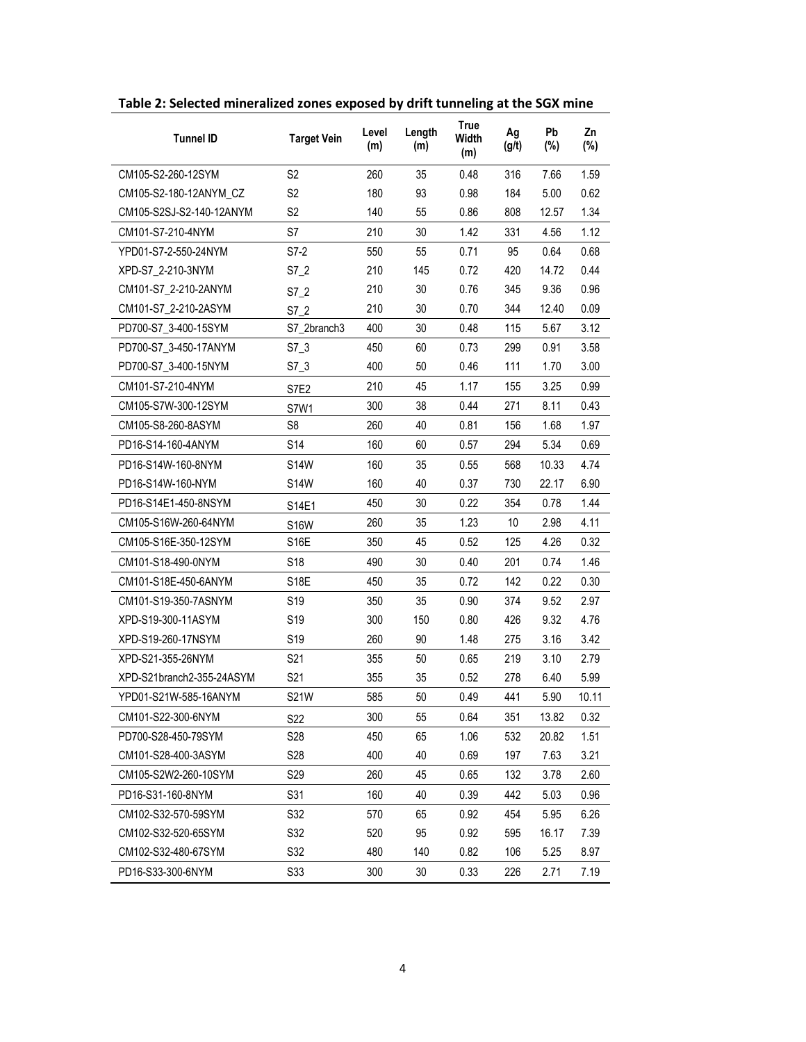**Table 2: Selected mineralized zones exposed by drift tunneling at the SGX mine**

| Tunnel ID | Target Vein | Level (m) | Length (m) | True Width (m) | Ag (g/t) | Pb (%) | Zn (%) |
|---|---|---|---|---|---|---|---|
| CM105-S2-260-12SYM | S2 | 260 | 35 | 0.48 | 316 | 7.66 | 1.59 |
| CM105-S2-180-12ANYM_CZ | S2 | 180 | 93 | 0.98 | 184 | 5.00 | 0.62 |
| CM105-S2SJ-S2-140-12ANYM | S2 | 140 | 55 | 0.86 | 808 | 12.57 | 1.34 |
| CM101-S7-210-4NYM | S7 | 210 | 30 | 1.42 | 331 | 4.56 | 1.12 |
| YPD01-S7-2-550-24NYM | S7-2 | 550 | 55 | 0.71 | 95 | 0.64 | 0.68 |
| XPD-S7_2-210-3NYM | S7_2 | 210 | 145 | 0.72 | 420 | 14.72 | 0.44 |
| CM101-S7_2-210-2ANYM | S7_2 | 210 | 30 | 0.76 | 345 | 9.36 | 0.96 |
| CM101-S7_2-210-2ASYM | S7_2 | 210 | 30 | 0.70 | 344 | 12.40 | 0.09 |
| PD700-S7_3-400-15SYM | S7_2branch3 | 400 | 30 | 0.48 | 115 | 5.67 | 3.12 |
| PD700-S7_3-450-17ANYM | S7_3 | 450 | 60 | 0.73 | 299 | 0.91 | 3.58 |
| PD700-S7_3-400-15NYM | S7_3 | 400 | 50 | 0.46 | 111 | 1.70 | 3.00 |
| CM101-S7-210-4NYM | S7E2 | 210 | 45 | 1.17 | 155 | 3.25 | 0.99 |
| CM105-S7W-300-12SYM | S7W1 | 300 | 38 | 0.44 | 271 | 8.11 | 0.43 |
| CM105-S8-260-8ASYM | S8 | 260 | 40 | 0.81 | 156 | 1.68 | 1.97 |
| PD16-S14-160-4ANYM | S14 | 160 | 60 | 0.57 | 294 | 5.34 | 0.69 |
| PD16-S14W-160-8NYM | S14W | 160 | 35 | 0.55 | 568 | 10.33 | 4.74 |
| PD16-S14W-160-NYM | S14W | 160 | 40 | 0.37 | 730 | 22.17 | 6.90 |
| PD16-S14E1-450-8NSYM | S14E1 | 450 | 30 | 0.22 | 354 | 0.78 | 1.44 |
| CM105-S16W-260-64NYM | S16W | 260 | 35 | 1.23 | 10 | 2.98 | 4.11 |
| CM105-S16E-350-12SYM | S16E | 350 | 45 | 0.52 | 125 | 4.26 | 0.32 |
| CM101-S18-490-0NYM | S18 | 490 | 30 | 0.40 | 201 | 0.74 | 1.46 |
| CM101-S18E-450-6ANYM | S18E | 450 | 35 | 0.72 | 142 | 0.22 | 0.30 |
| CM101-S19-350-7ASNYM | S19 | 350 | 35 | 0.90 | 374 | 9.52 | 2.97 |
| XPD-S19-300-11ASYM | S19 | 300 | 150 | 0.80 | 426 | 9.32 | 4.76 |
| XPD-S19-260-17NSYM | S19 | 260 | 90 | 1.48 | 275 | 3.16 | 3.42 |
| XPD-S21-355-26NYM | S21 | 355 | 50 | 0.65 | 219 | 3.10 | 2.79 |
| XPD-S21branch2-355-24ASYM | S21 | 355 | 35 | 0.52 | 278 | 6.40 | 5.99 |
| YPD01-S21W-585-16ANYM | S21W | 585 | 50 | 0.49 | 441 | 5.90 | 10.11 |
| CM101-S22-300-6NYM | S22 | 300 | 55 | 0.64 | 351 | 13.82 | 0.32 |
| PD700-S28-450-79SYM | S28 | 450 | 65 | 1.06 | 532 | 20.82 | 1.51 |
| CM101-S28-400-3ASYM | S28 | 400 | 40 | 0.69 | 197 | 7.63 | 3.21 |
| CM105-S2W2-260-10SYM | S29 | 260 | 45 | 0.65 | 132 | 3.78 | 2.60 |
| PD16-S31-160-8NYM | S31 | 160 | 40 | 0.39 | 442 | 5.03 | 0.96 |
| CM102-S32-570-59SYM | S32 | 570 | 65 | 0.92 | 454 | 5.95 | 6.26 |
| CM102-S32-520-65SYM | S32 | 520 | 95 | 0.92 | 595 | 16.17 | 7.39 |
| CM102-S32-480-67SYM | S32 | 480 | 140 | 0.82 | 106 | 5.25 | 8.97 |
| PD16-S33-300-6NYM | S33 | 300 | 30 | 0.33 | 226 | 2.71 | 7.19 |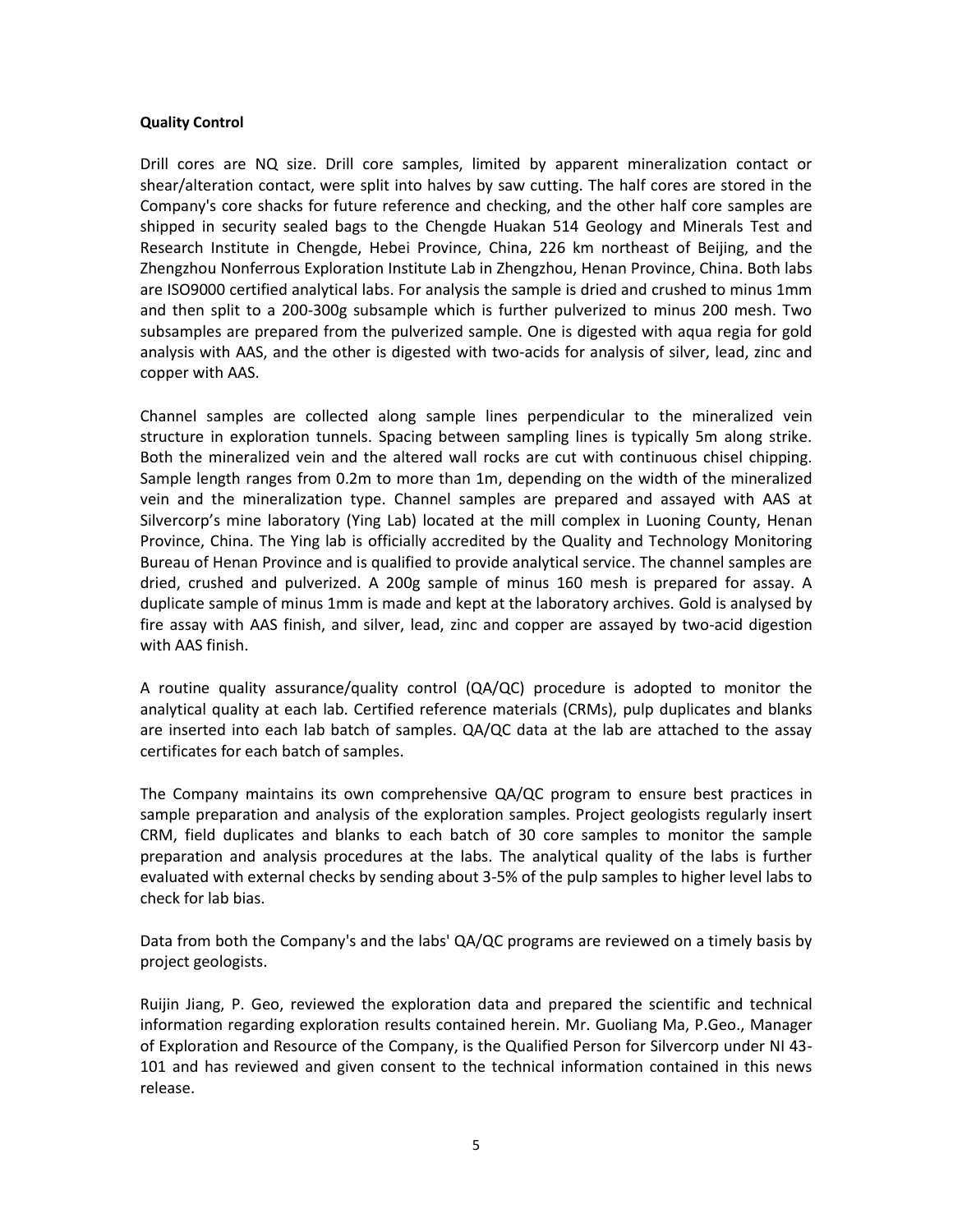**Quality Control**

Drill cores are NQ size. Drill core samples, limited by apparent mineralization contact or shear/alteration contact, were split into halves by saw cutting. The half cores are stored in the Company's core shacks for future reference and checking, and the other half core samples are shipped in security sealed bags to the Chengde Huakan 514 Geology and Minerals Test and Research Institute in Chengde, Hebei Province, China, 226 km northeast of Beijing, and the Zhengzhou Nonferrous Exploration Institute Lab in Zhengzhou, Henan Province, China. Both labs are ISO9000 certified analytical labs. For analysis the sample is dried and crushed to minus 1mm and then split to a 200-300g subsample which is further pulverized to minus 200 mesh. Two subsamples are prepared from the pulverized sample. One is digested with aqua regia for gold analysis with AAS, and the other is digested with two-acids for analysis of silver, lead, zinc and copper with AAS.

Channel samples are collected along sample lines perpendicular to the mineralized vein structure in exploration tunnels. Spacing between sampling lines is typically 5m along strike. Both the mineralized vein and the altered wall rocks are cut with continuous chisel chipping. Sample length ranges from 0.2m to more than 1m, depending on the width of the mineralized vein and the mineralization type. Channel samples are prepared and assayed with AAS at Silvercorp's mine laboratory (Ying Lab) located at the mill complex in Luoning County, Henan Province, China. The Ying lab is officially accredited by the Quality and Technology Monitoring Bureau of Henan Province and is qualified to provide analytical service. The channel samples are dried, crushed and pulverized. A 200g sample of minus 160 mesh is prepared for assay. A duplicate sample of minus 1mm is made and kept at the laboratory archives. Gold is analysed by fire assay with AAS finish, and silver, lead, zinc and copper are assayed by two-acid digestion with AAS finish.

A routine quality assurance/quality control (QA/QC) procedure is adopted to monitor the analytical quality at each lab. Certified reference materials (CRMs), pulp duplicates and blanks are inserted into each lab batch of samples. QA/QC data at the lab are attached to the assay certificates for each batch of samples.

The Company maintains its own comprehensive QA/QC program to ensure best practices in sample preparation and analysis of the exploration samples. Project geologists regularly insert CRM, field duplicates and blanks to each batch of 30 core samples to monitor the sample preparation and analysis procedures at the labs. The analytical quality of the labs is further evaluated with external checks by sending about 3-5% of the pulp samples to higher level labs to check for lab bias.

Data from both the Company's and the labs' QA/QC programs are reviewed on a timely basis by project geologists.

Ruijin Jiang, P. Geo, reviewed the exploration data and prepared the scientific and technical information regarding exploration results contained herein. Mr. Guoliang Ma, P.Geo., Manager of Exploration and Resource of the Company, is the Qualified Person for Silvercorp under NI 43-101 and has reviewed and given consent to the technical information contained in this news release.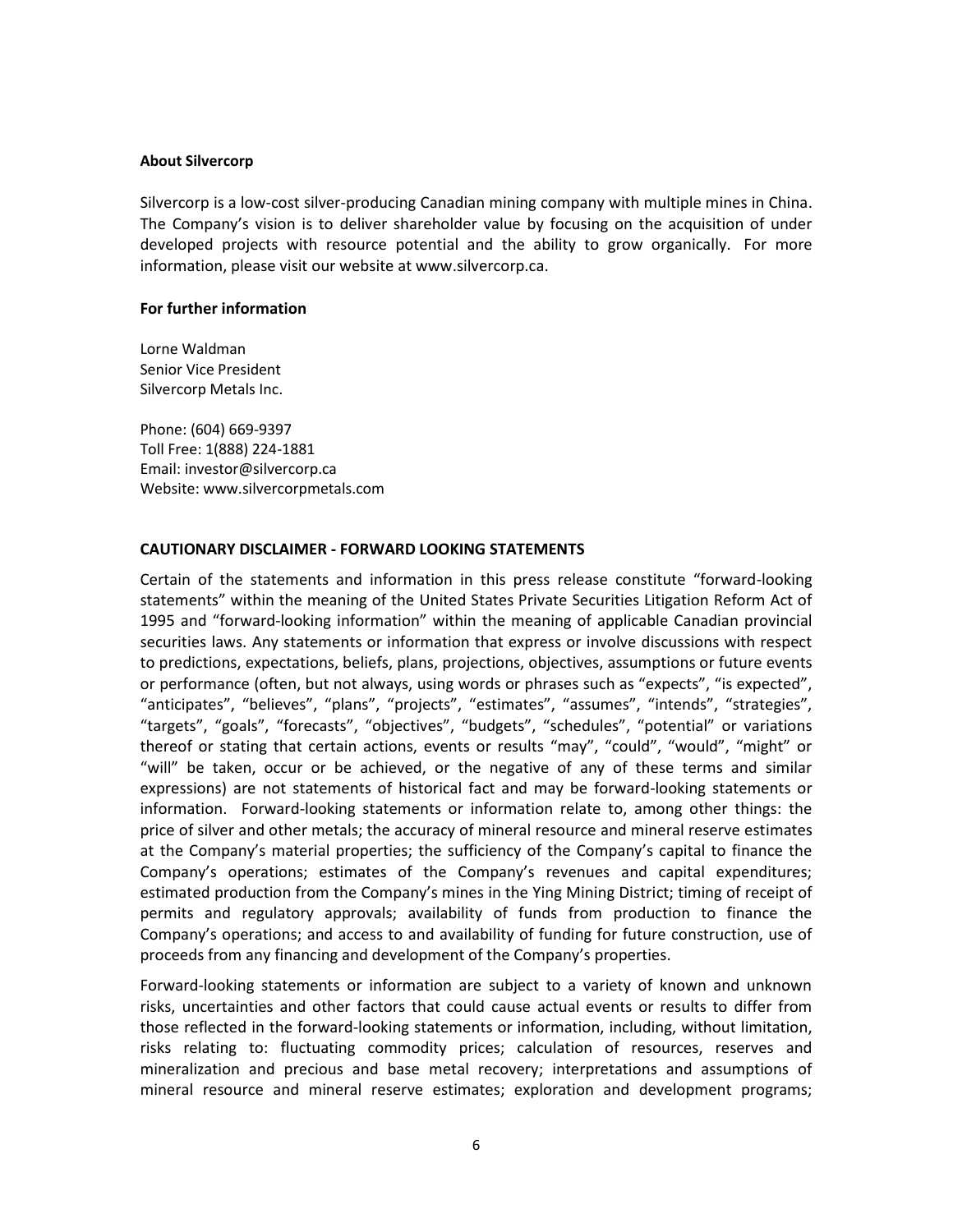**About Silvercorp**

Silvercorp is a low-cost silver-producing Canadian mining company with multiple mines in China. The Company's vision is to deliver shareholder value by focusing on the acquisition of under developed projects with resource potential and the ability to grow organically. For more information, please visit our website at www.silvercorp.ca.

**For further information**

Lorne Waldman
Senior Vice President
Silvercorp Metals Inc.

Phone: (604) 669-9397
Toll Free: 1(888) 224-1881
Email: investor@silvercorp.ca
Website: www.silvercorpmetals.com

**CAUTIONARY DISCLAIMER - FORWARD LOOKING STATEMENTS**

Certain of the statements and information in this press release constitute "forward-looking statements" within the meaning of the United States Private Securities Litigation Reform Act of 1995 and "forward-looking information" within the meaning of applicable Canadian provincial securities laws. Any statements or information that express or involve discussions with respect to predictions, expectations, beliefs, plans, projections, objectives, assumptions or future events or performance (often, but not always, using words or phrases such as "expects", "is expected", "anticipates", "believes", "plans", "projects", "estimates", "assumes", "intends", "strategies", "targets", "goals", "forecasts", "objectives", "budgets", "schedules", "potential" or variations thereof or stating that certain actions, events or results "may", "could", "would", "might" or "will" be taken, occur or be achieved, or the negative of any of these terms and similar expressions) are not statements of historical fact and may be forward-looking statements or information. Forward-looking statements or information relate to, among other things: the price of silver and other metals; the accuracy of mineral resource and mineral reserve estimates at the Company's material properties; the sufficiency of the Company's capital to finance the Company's operations; estimates of the Company's revenues and capital expenditures; estimated production from the Company's mines in the Ying Mining District; timing of receipt of permits and regulatory approvals; availability of funds from production to finance the Company's operations; and access to and availability of funding for future construction, use of proceeds from any financing and development of the Company's properties.

Forward-looking statements or information are subject to a variety of known and unknown risks, uncertainties and other factors that could cause actual events or results to differ from those reflected in the forward-looking statements or information, including, without limitation, risks relating to: fluctuating commodity prices; calculation of resources, reserves and mineralization and precious and base metal recovery; interpretations and assumptions of mineral resource and mineral reserve estimates; exploration and development programs;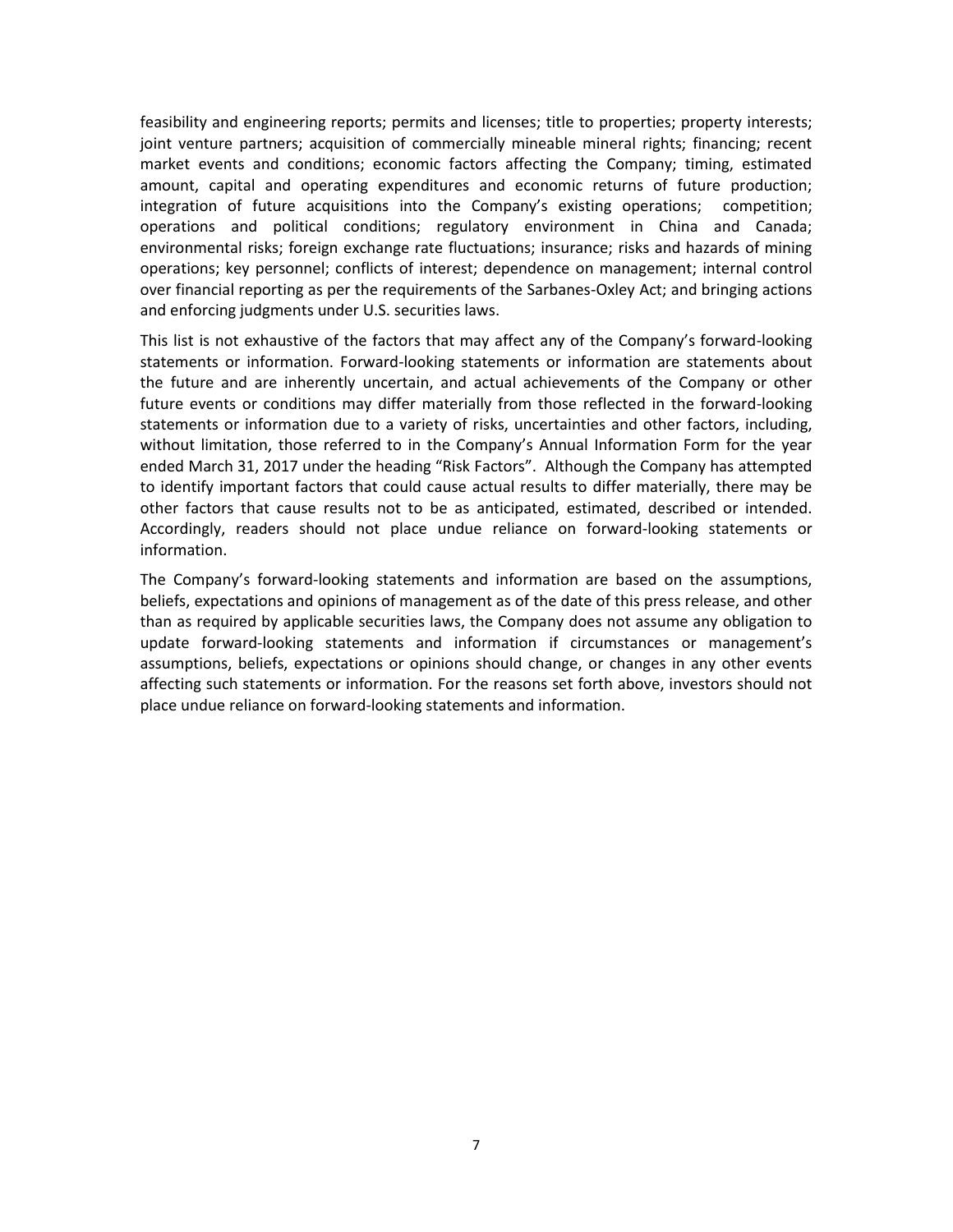feasibility and engineering reports; permits and licenses; title to properties; property interests; joint venture partners; acquisition of commercially mineable mineral rights; financing; recent market events and conditions; economic factors affecting the Company; timing, estimated amount, capital and operating expenditures and economic returns of future production; integration of future acquisitions into the Company's existing operations; competition; operations and political conditions; regulatory environment in China and Canada; environmental risks; foreign exchange rate fluctuations; insurance; risks and hazards of mining operations; key personnel; conflicts of interest; dependence on management; internal control over financial reporting as per the requirements of the Sarbanes-Oxley Act; and bringing actions and enforcing judgments under U.S. securities laws.

This list is not exhaustive of the factors that may affect any of the Company's forward-looking statements or information. Forward-looking statements or information are statements about the future and are inherently uncertain, and actual achievements of the Company or other future events or conditions may differ materially from those reflected in the forward-looking statements or information due to a variety of risks, uncertainties and other factors, including, without limitation, those referred to in the Company's Annual Information Form for the year ended March 31, 2017 under the heading "Risk Factors". Although the Company has attempted to identify important factors that could cause actual results to differ materially, there may be other factors that cause results not to be as anticipated, estimated, described or intended. Accordingly, readers should not place undue reliance on forward-looking statements or information.

The Company's forward-looking statements and information are based on the assumptions, beliefs, expectations and opinions of management as of the date of this press release, and other than as required by applicable securities laws, the Company does not assume any obligation to update forward-looking statements and information if circumstances or management's assumptions, beliefs, expectations or opinions should change, or changes in any other events affecting such statements or information. For the reasons set forth above, investors should not place undue reliance on forward-looking statements and information.